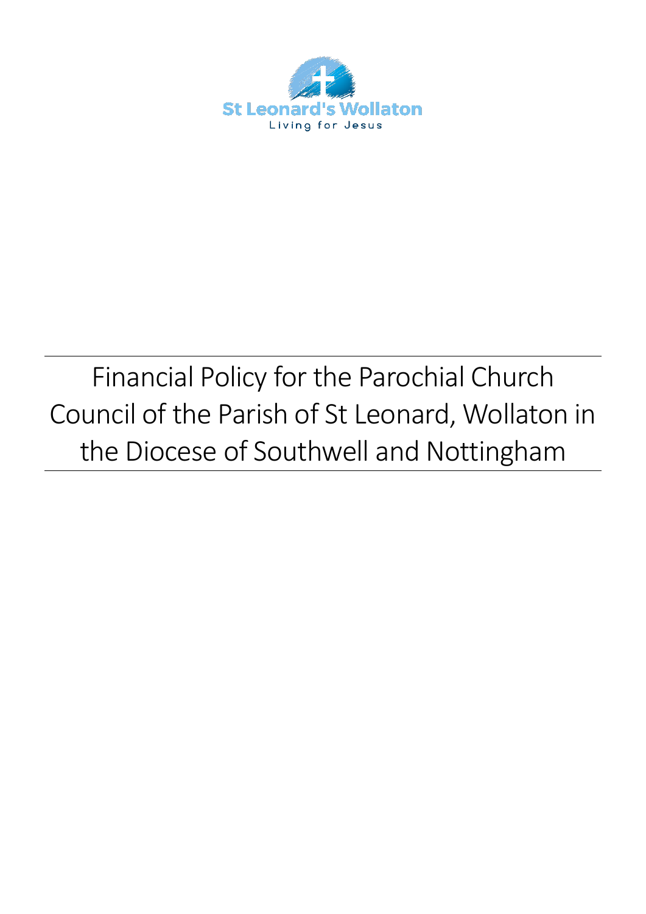St Leonard's Wollaton

Living for Jesus

# Financial Policy for the Parochial Church Council of the Parish of St Leonard, Wollaton in the Diocese of Southwell and Nottingham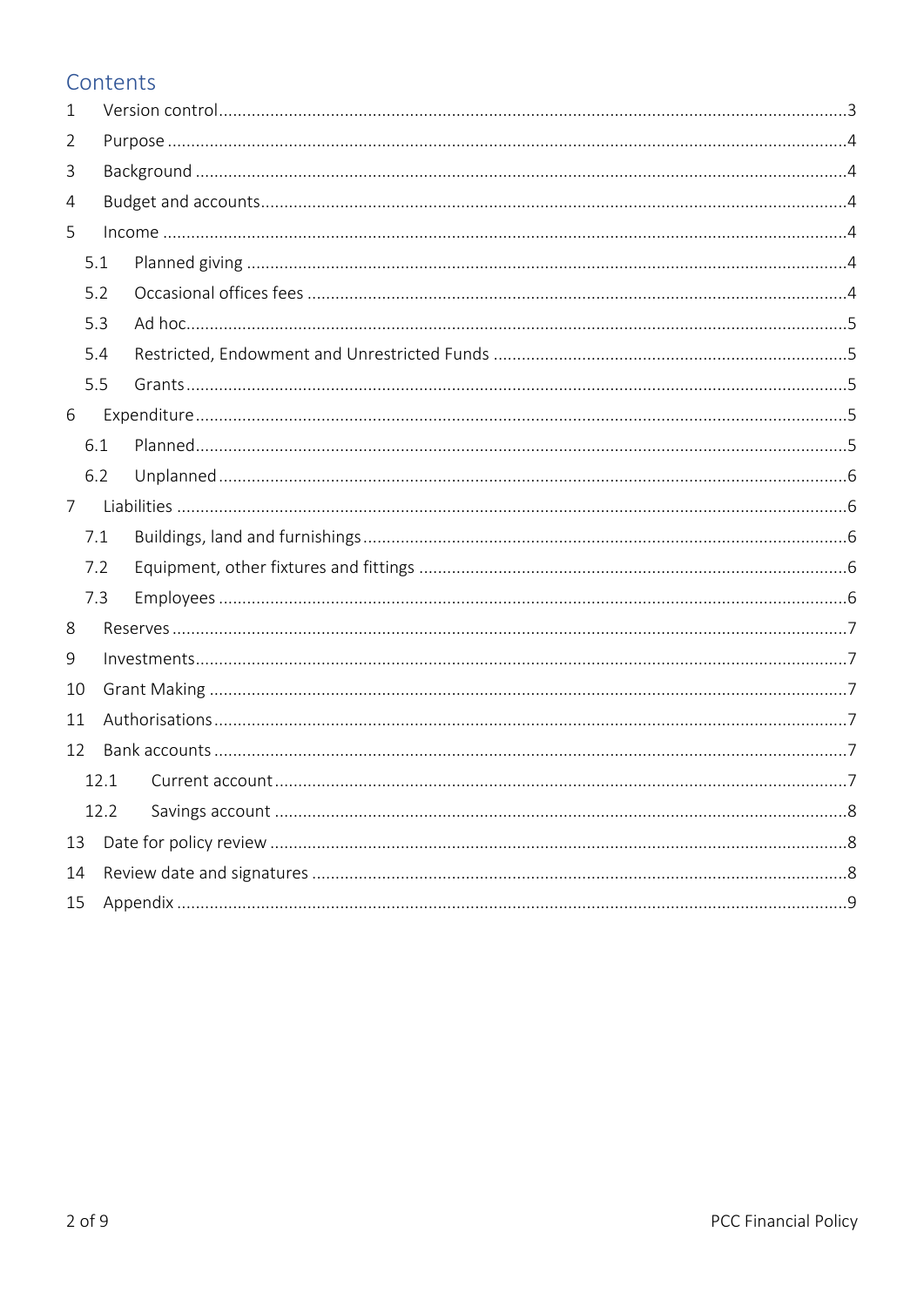## Contents

1 Version control ... 3

2 Purpose ... 4

3 Background ... 4

4 Budget and accounts ... 4

5 Income ... 4

- 5.1 Planned giving ... 4
- 5.2 Occasional offices fees ... 4
- 5.3 Ad hoc ... 5
- 5.4 Restricted, Endowment and Unrestricted Funds ... 5
- 5.5 Grants ... 5

6 Expenditure ... 5

- 6.1 Planned ... 5
- 6.2 Unplanned ... 6

7 Liabilities ... 6

- 7.1 Buildings, land and furnishings ... 6
- 7.2 Equipment, other fixtures and fittings ... 6
- 7.3 Employees ... 6

8 Reserves ... 7

9 Investments ... 7

10 Grant Making ... 7

11 Authorisations ... 7

12 Bank accounts ... 7

- 12.1 Current account ... 7
- 12.2 Savings account ... 8

13 Date for policy review ... 8

14 Review date and signatures ... 8

15 Appendix ... 9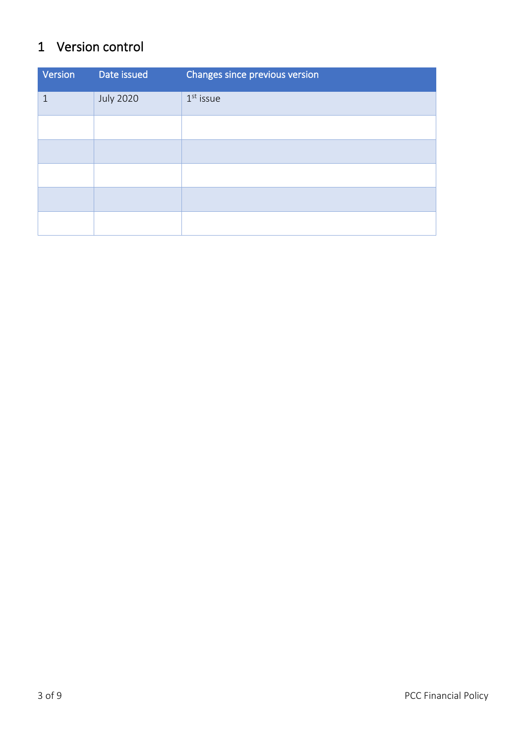# 1 Version control

| Version | Date issued | Changes since previous version |
|---|---|---|
| 1 | July 2020 | 1st issue |
| | | |
| | | |
| | | |
| | | |
| | | |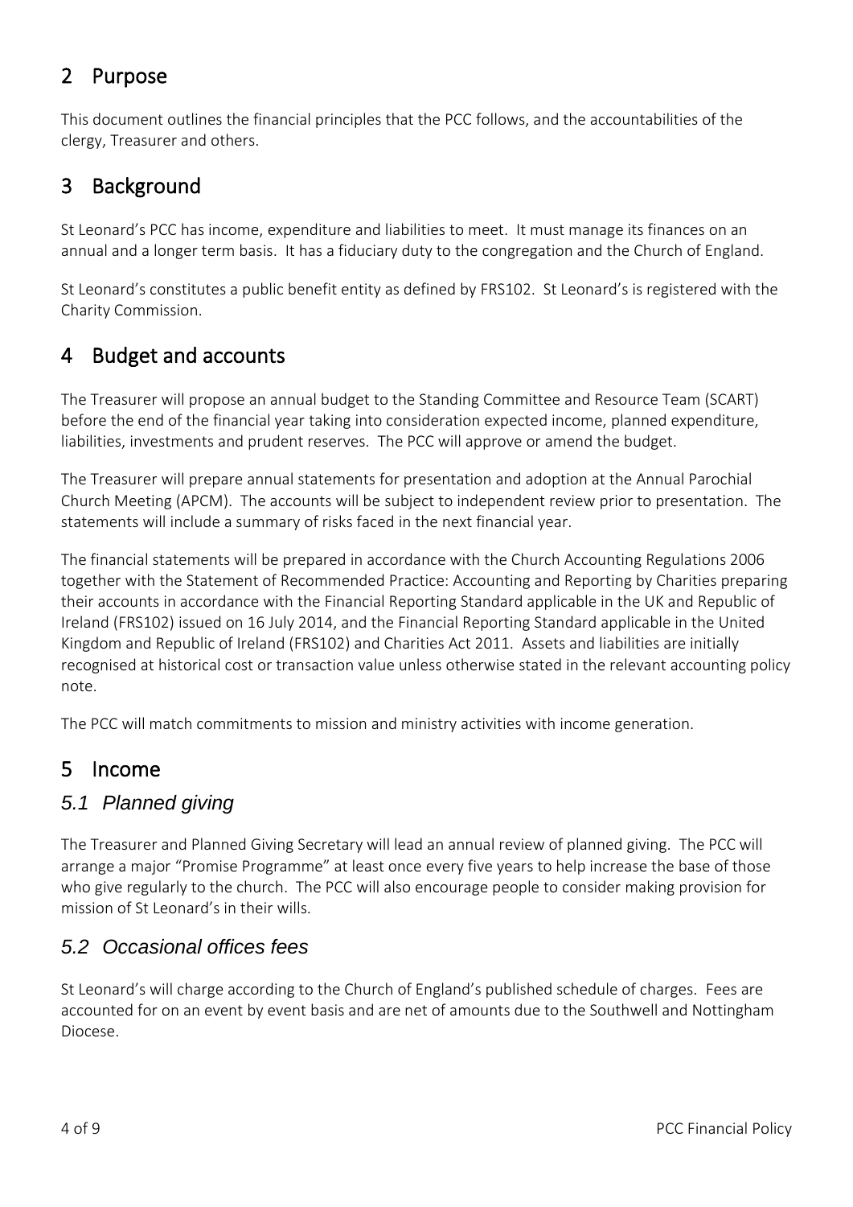## 2 Purpose

This document outlines the financial principles that the PCC follows, and the accountabilities of the clergy, Treasurer and others.

## 3 Background

St Leonard's PCC has income, expenditure and liabilities to meet. It must manage its finances on an annual and a longer term basis. It has a fiduciary duty to the congregation and the Church of England.

St Leonard's constitutes a public benefit entity as defined by FRS102. St Leonard's is registered with the Charity Commission.

## 4 Budget and accounts

The Treasurer will propose an annual budget to the Standing Committee and Resource Team (SCART) before the end of the financial year taking into consideration expected income, planned expenditure, liabilities, investments and prudent reserves. The PCC will approve or amend the budget.

The Treasurer will prepare annual statements for presentation and adoption at the Annual Parochial Church Meeting (APCM). The accounts will be subject to independent review prior to presentation. The statements will include a summary of risks faced in the next financial year.

The financial statements will be prepared in accordance with the Church Accounting Regulations 2006 together with the Statement of Recommended Practice: Accounting and Reporting by Charities preparing their accounts in accordance with the Financial Reporting Standard applicable in the UK and Republic of Ireland (FRS102) issued on 16 July 2014, and the Financial Reporting Standard applicable in the United Kingdom and Republic of Ireland (FRS102) and Charities Act 2011. Assets and liabilities are initially recognised at historical cost or transaction value unless otherwise stated in the relevant accounting policy note.

The PCC will match commitments to mission and ministry activities with income generation.

## 5 Income

### *5.1 Planned giving*

The Treasurer and Planned Giving Secretary will lead an annual review of planned giving. The PCC will arrange a major "Promise Programme" at least once every five years to help increase the base of those who give regularly to the church. The PCC will also encourage people to consider making provision for mission of St Leonard's in their wills.

### *5.2 Occasional offices fees*

St Leonard's will charge according to the Church of England's published schedule of charges. Fees are accounted for on an event by event basis and are net of amounts due to the Southwell and Nottingham Diocese.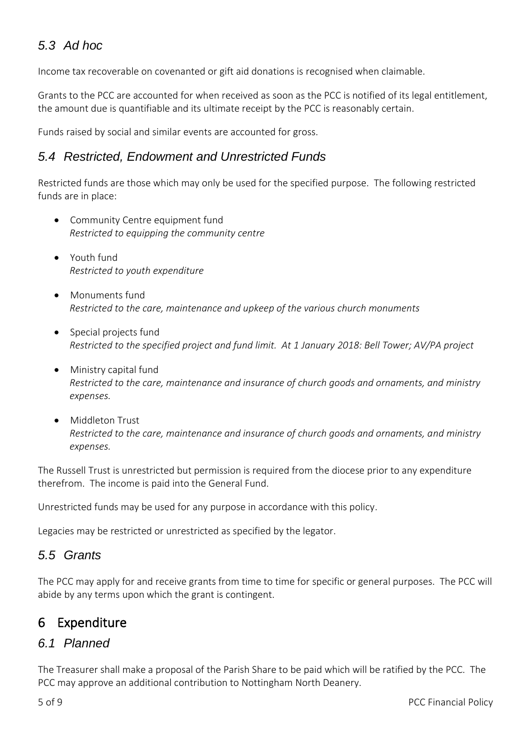### 5.3 Ad hoc

Income tax recoverable on covenanted or gift aid donations is recognised when claimable.

Grants to the PCC are accounted for when received as soon as the PCC is notified of its legal entitlement, the amount due is quantifiable and its ultimate receipt by the PCC is reasonably certain.

Funds raised by social and similar events are accounted for gross.

### 5.4 Restricted, Endowment and Unrestricted Funds

Restricted funds are those which may only be used for the specified purpose. The following restricted funds are in place:

- Community Centre equipment fund
  *Restricted to equipping the community centre*
- Youth fund
  *Restricted to youth expenditure*
- Monuments fund
  *Restricted to the care, maintenance and upkeep of the various church monuments*
- Special projects fund
  *Restricted to the specified project and fund limit. At 1 January 2018: Bell Tower; AV/PA project*
- Ministry capital fund
  *Restricted to the care, maintenance and insurance of church goods and ornaments, and ministry expenses.*
- Middleton Trust
  *Restricted to the care, maintenance and insurance of church goods and ornaments, and ministry expenses.*

The Russell Trust is unrestricted but permission is required from the diocese prior to any expenditure therefrom. The income is paid into the General Fund.

Unrestricted funds may be used for any purpose in accordance with this policy.

Legacies may be restricted or unrestricted as specified by the legator.

### 5.5 Grants

The PCC may apply for and receive grants from time to time for specific or general purposes. The PCC will abide by any terms upon which the grant is contingent.

## 6 Expenditure

### 6.1 Planned

The Treasurer shall make a proposal of the Parish Share to be paid which will be ratified by the PCC. The PCC may approve an additional contribution to Nottingham North Deanery.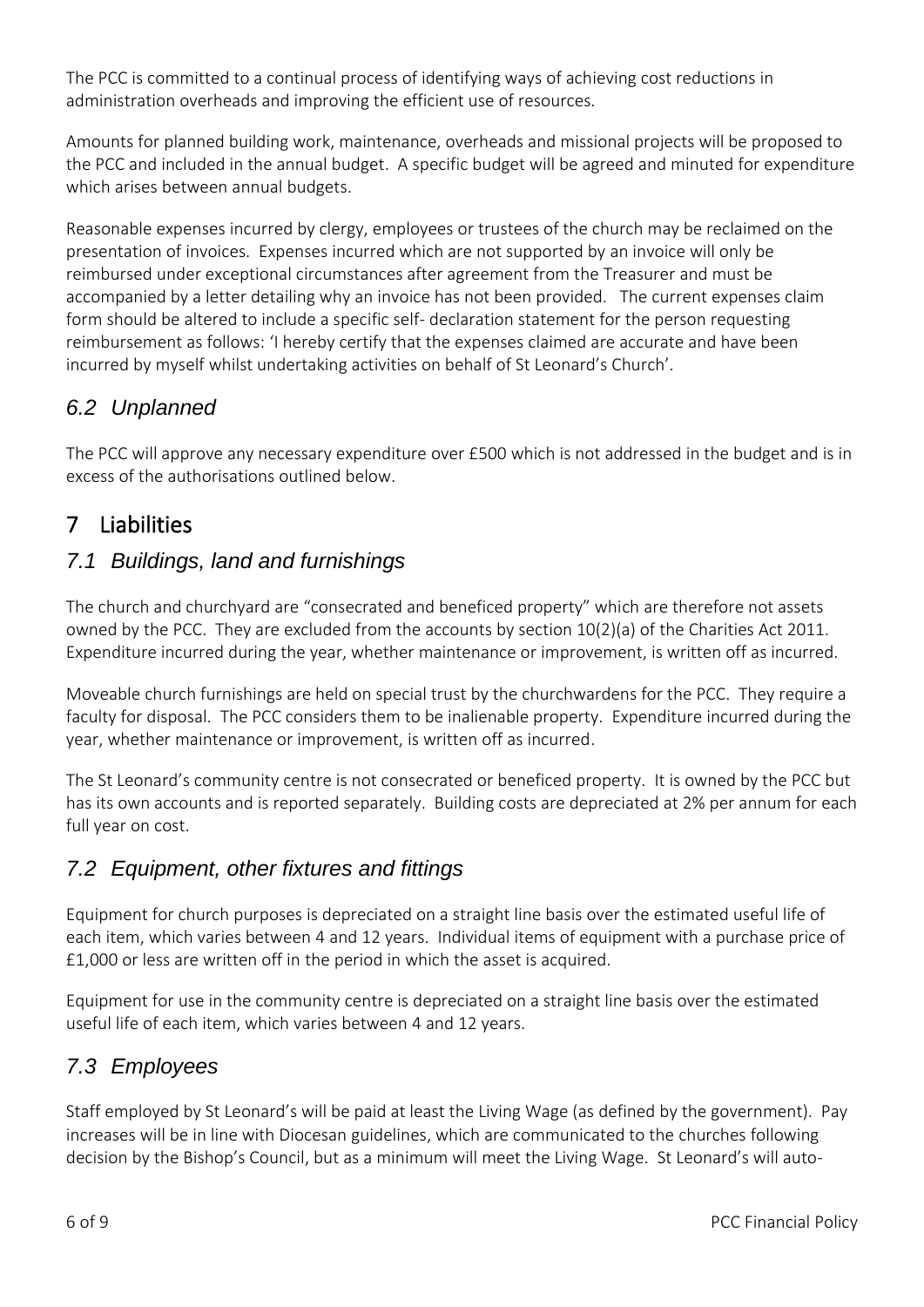The PCC is committed to a continual process of identifying ways of achieving cost reductions in administration overheads and improving the efficient use of resources.

Amounts for planned building work, maintenance, overheads and missional projects will be proposed to the PCC and included in the annual budget. A specific budget will be agreed and minuted for expenditure which arises between annual budgets.

Reasonable expenses incurred by clergy, employees or trustees of the church may be reclaimed on the presentation of invoices. Expenses incurred which are not supported by an invoice will only be reimbursed under exceptional circumstances after agreement from the Treasurer and must be accompanied by a letter detailing why an invoice has not been provided. The current expenses claim form should be altered to include a specific self- declaration statement for the person requesting reimbursement as follows: 'I hereby certify that the expenses claimed are accurate and have been incurred by myself whilst undertaking activities on behalf of St Leonard's Church'.

### *6.2 Unplanned*

The PCC will approve any necessary expenditure over £500 which is not addressed in the budget and is in excess of the authorisations outlined below.

## 7 Liabilities

### *7.1 Buildings, land and furnishings*

The church and churchyard are "consecrated and beneficed property" which are therefore not assets owned by the PCC. They are excluded from the accounts by section 10(2)(a) of the Charities Act 2011. Expenditure incurred during the year, whether maintenance or improvement, is written off as incurred.

Moveable church furnishings are held on special trust by the churchwardens for the PCC. They require a faculty for disposal. The PCC considers them to be inalienable property. Expenditure incurred during the year, whether maintenance or improvement, is written off as incurred.

The St Leonard's community centre is not consecrated or beneficed property. It is owned by the PCC but has its own accounts and is reported separately. Building costs are depreciated at 2% per annum for each full year on cost.

### *7.2 Equipment, other fixtures and fittings*

Equipment for church purposes is depreciated on a straight line basis over the estimated useful life of each item, which varies between 4 and 12 years. Individual items of equipment with a purchase price of £1,000 or less are written off in the period in which the asset is acquired.

Equipment for use in the community centre is depreciated on a straight line basis over the estimated useful life of each item, which varies between 4 and 12 years.

### *7.3 Employees*

Staff employed by St Leonard's will be paid at least the Living Wage (as defined by the government). Pay increases will be in line with Diocesan guidelines, which are communicated to the churches following decision by the Bishop's Council, but as a minimum will meet the Living Wage. St Leonard's will auto-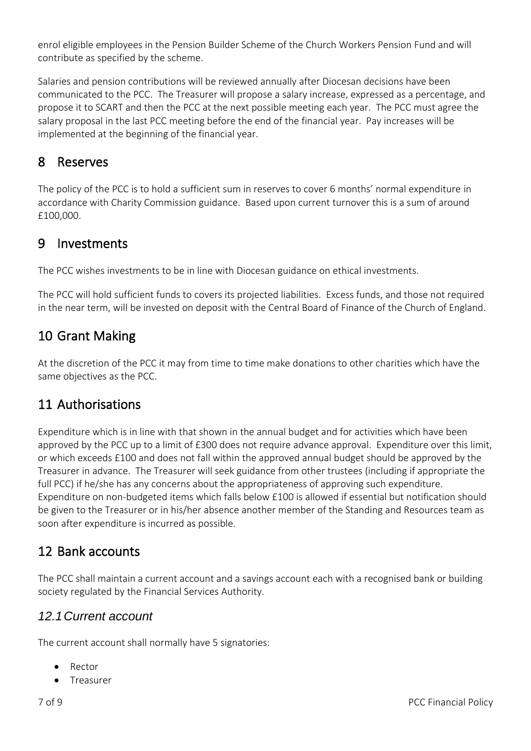enrol eligible employees in the Pension Builder Scheme of the Church Workers Pension Fund and will contribute as specified by the scheme.

Salaries and pension contributions will be reviewed annually after Diocesan decisions have been communicated to the PCC. The Treasurer will propose a salary increase, expressed as a percentage, and propose it to SCART and then the PCC at the next possible meeting each year. The PCC must agree the salary proposal in the last PCC meeting before the end of the financial year. Pay increases will be implemented at the beginning of the financial year.

## 8 Reserves

The policy of the PCC is to hold a sufficient sum in reserves to cover 6 months' normal expenditure in accordance with Charity Commission guidance. Based upon current turnover this is a sum of around £100,000.

## 9 Investments

The PCC wishes investments to be in line with Diocesan guidance on ethical investments.

The PCC will hold sufficient funds to covers its projected liabilities. Excess funds, and those not required in the near term, will be invested on deposit with the Central Board of Finance of the Church of England.

## 10 Grant Making

At the discretion of the PCC it may from time to time make donations to other charities which have the same objectives as the PCC.

## 11 Authorisations

Expenditure which is in line with that shown in the annual budget and for activities which have been approved by the PCC up to a limit of £300 does not require advance approval. Expenditure over this limit, or which exceeds £100 and does not fall within the approved annual budget should be approved by the Treasurer in advance. The Treasurer will seek guidance from other trustees (including if appropriate the full PCC) if he/she has any concerns about the appropriateness of approving such expenditure. Expenditure on non-budgeted items which falls below £100 is allowed if essential but notification should be given to the Treasurer or in his/her absence another member of the Standing and Resources team as soon after expenditure is incurred as possible.

## 12 Bank accounts

The PCC shall maintain a current account and a savings account each with a recognised bank or building society regulated by the Financial Services Authority.

### *12.1 Current account*

The current account shall normally have 5 signatories:

- Rector
- Treasurer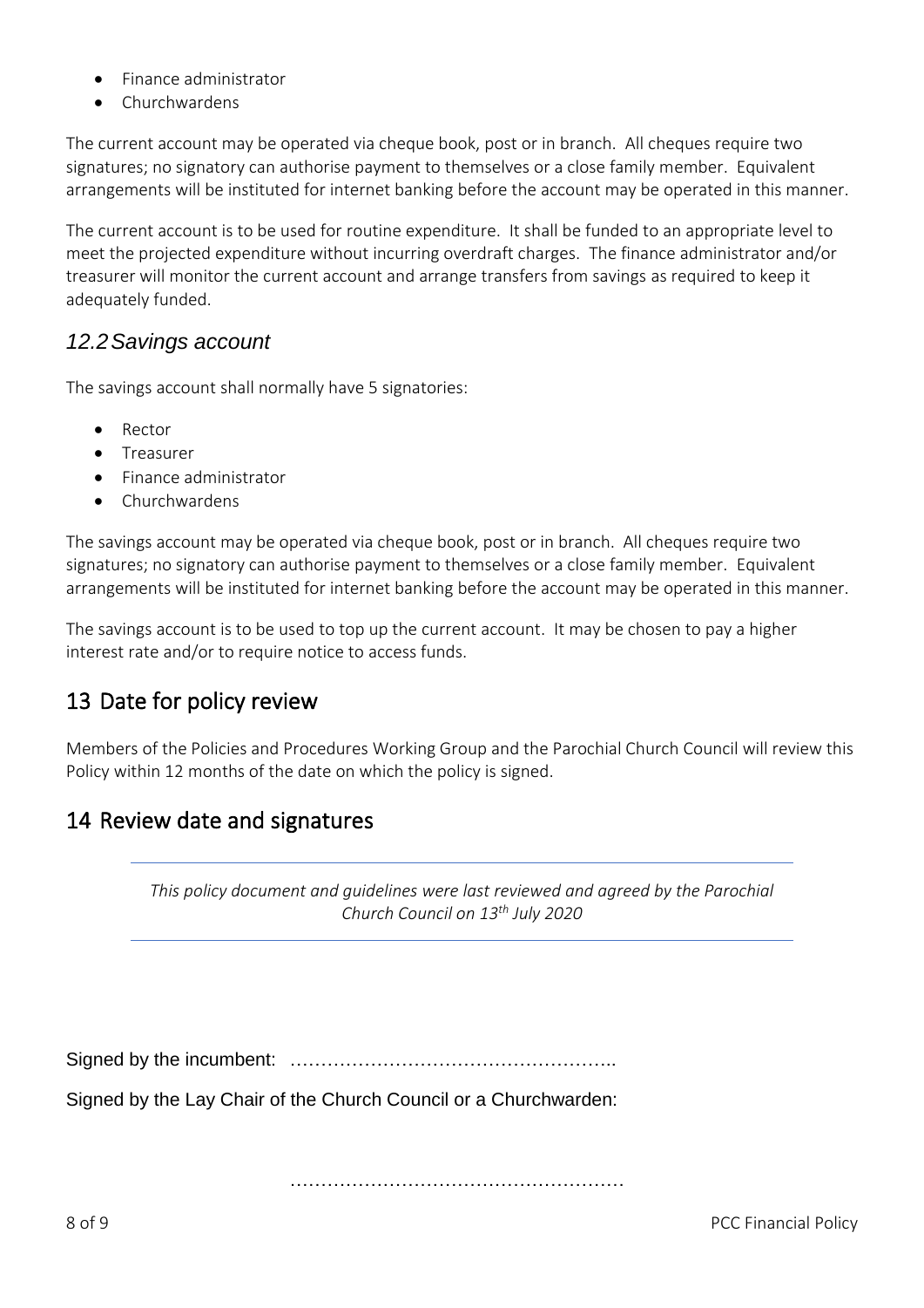- Finance administrator
- Churchwardens

The current account may be operated via cheque book, post or in branch. All cheques require two signatures; no signatory can authorise payment to themselves or a close family member. Equivalent arrangements will be instituted for internet banking before the account may be operated in this manner.

The current account is to be used for routine expenditure. It shall be funded to an appropriate level to meet the projected expenditure without incurring overdraft charges. The finance administrator and/or treasurer will monitor the current account and arrange transfers from savings as required to keep it adequately funded.

### *12.2 Savings account*

The savings account shall normally have 5 signatories:

- Rector
- Treasurer
- Finance administrator
- Churchwardens

The savings account may be operated via cheque book, post or in branch. All cheques require two signatures; no signatory can authorise payment to themselves or a close family member. Equivalent arrangements will be instituted for internet banking before the account may be operated in this manner.

The savings account is to be used to top up the current account. It may be chosen to pay a higher interest rate and/or to require notice to access funds.

## 13 Date for policy review

Members of the Policies and Procedures Working Group and the Parochial Church Council will review this Policy within 12 months of the date on which the policy is signed.

## 14 Review date and signatures

*This policy document and guidelines were last reviewed and agreed by the Parochial Church Council on 13th July 2020*

Signed by the incumbent: ……………………………………………..

Signed by the Lay Chair of the Church Council or a Churchwarden:

………………………………………………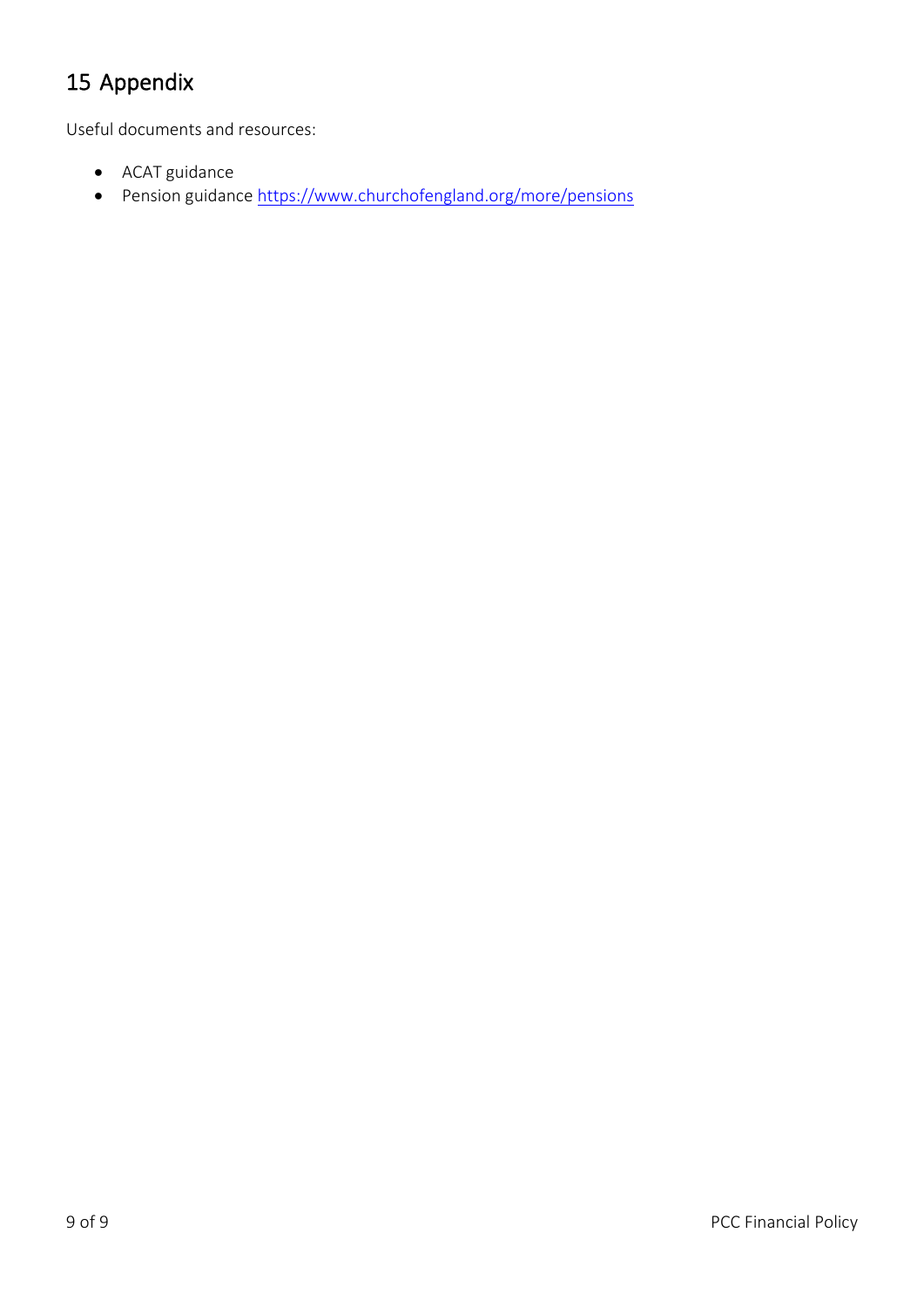# 15 Appendix

Useful documents and resources:

- ACAT guidance
- Pension guidance https://www.churchofengland.org/more/pensions